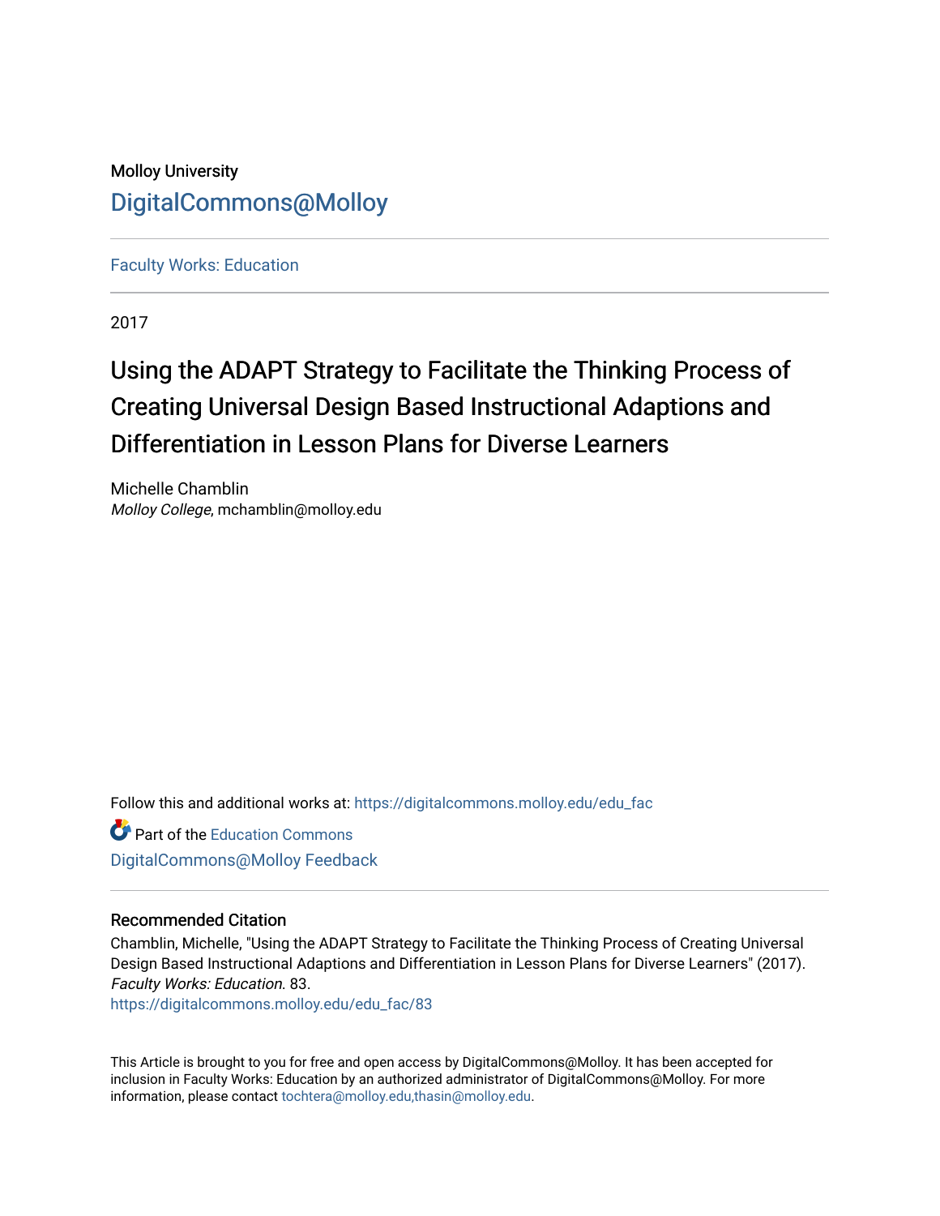Molloy University

DigitalCommons@Molloy

Faculty Works: Education

2017

# Using the ADAPT Strategy to Facilitate the Thinking Process of Creating Universal Design Based Instructional Adaptions and Differentiation in Lesson Plans for Diverse Learners

Michelle Chamblin
*Molloy College*, mchamblin@molloy.edu

Follow this and additional works at: https://digitalcommons.molloy.edu/edu_fac

Part of the Education Commons

DigitalCommons@Molloy Feedback

## Recommended Citation

Chamblin, Michelle, "Using the ADAPT Strategy to Facilitate the Thinking Process of Creating Universal Design Based Instructional Adaptions and Differentiation in Lesson Plans for Diverse Learners" (2017). *Faculty Works: Education*. 83.
https://digitalcommons.molloy.edu/edu_fac/83

This Article is brought to you for free and open access by DigitalCommons@Molloy. It has been accepted for inclusion in Faculty Works: Education by an authorized administrator of DigitalCommons@Molloy. For more information, please contact tochtera@molloy.edu,thasin@molloy.edu.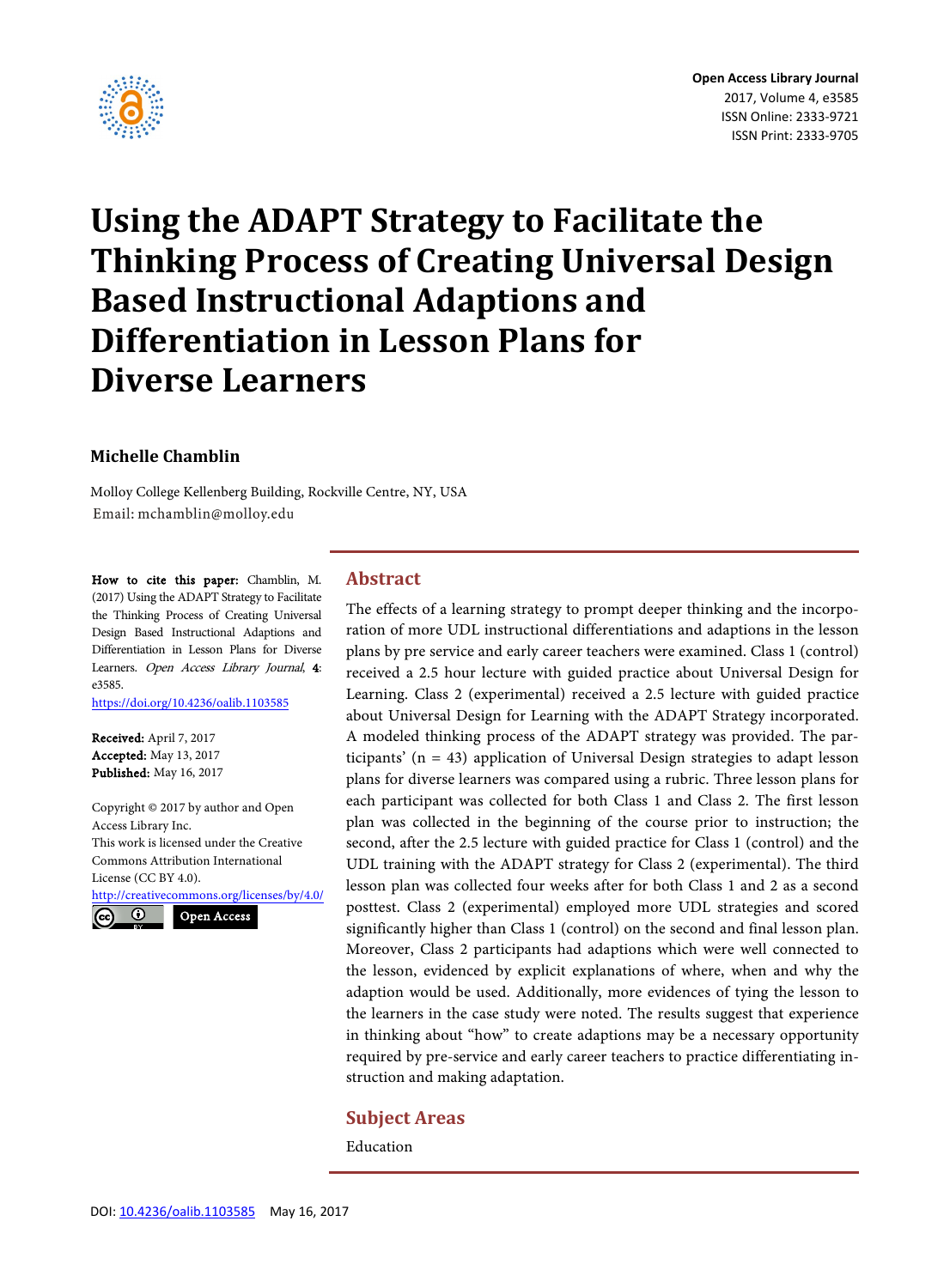# Using the ADAPT Strategy to Facilitate the Thinking Process of Creating Universal Design Based Instructional Adaptions and Differentiation in Lesson Plans for Diverse Learners

**Michelle Chamblin**

Molloy College Kellenberg Building, Rockville Centre, NY, USA
Email: mchamblin@molloy.edu

**How to cite this paper:** Chamblin, M. (2017) Using the ADAPT Strategy to Facilitate the Thinking Process of Creating Universal Design Based Instructional Adaptions and Differentiation in Lesson Plans for Diverse Learners. *Open Access Library Journal*, **4**: e3585.
https://doi.org/10.4236/oalib.1103585

**Received:** April 7, 2017
**Accepted:** May 13, 2017
**Published:** May 16, 2017

Copyright © 2017 by author and Open Access Library Inc.
This work is licensed under the Creative Commons Attribution International License (CC BY 4.0).
http://creativecommons.org/licenses/by/4.0/

Open Access

## Abstract

The effects of a learning strategy to prompt deeper thinking and the incorporation of more UDL instructional differentiations and adaptions in the lesson plans by pre service and early career teachers were examined. Class 1 (control) received a 2.5 hour lecture with guided practice about Universal Design for Learning. Class 2 (experimental) received a 2.5 lecture with guided practice about Universal Design for Learning with the ADAPT Strategy incorporated. A modeled thinking process of the ADAPT strategy was provided. The participants' (n = 43) application of Universal Design strategies to adapt lesson plans for diverse learners was compared using a rubric. Three lesson plans for each participant was collected for both Class 1 and Class 2. The first lesson plan was collected in the beginning of the course prior to instruction; the second, after the 2.5 lecture with guided practice for Class 1 (control) and the UDL training with the ADAPT strategy for Class 2 (experimental). The third lesson plan was collected four weeks after for both Class 1 and 2 as a second posttest. Class 2 (experimental) employed more UDL strategies and scored significantly higher than Class 1 (control) on the second and final lesson plan. Moreover, Class 2 participants had adaptions which were well connected to the lesson, evidenced by explicit explanations of where, when and why the adaption would be used. Additionally, more evidences of tying the lesson to the learners in the case study were noted. The results suggest that experience in thinking about "how" to create adaptions may be a necessary opportunity required by pre-service and early career teachers to practice differentiating instruction and making adaptation.

## Subject Areas

Education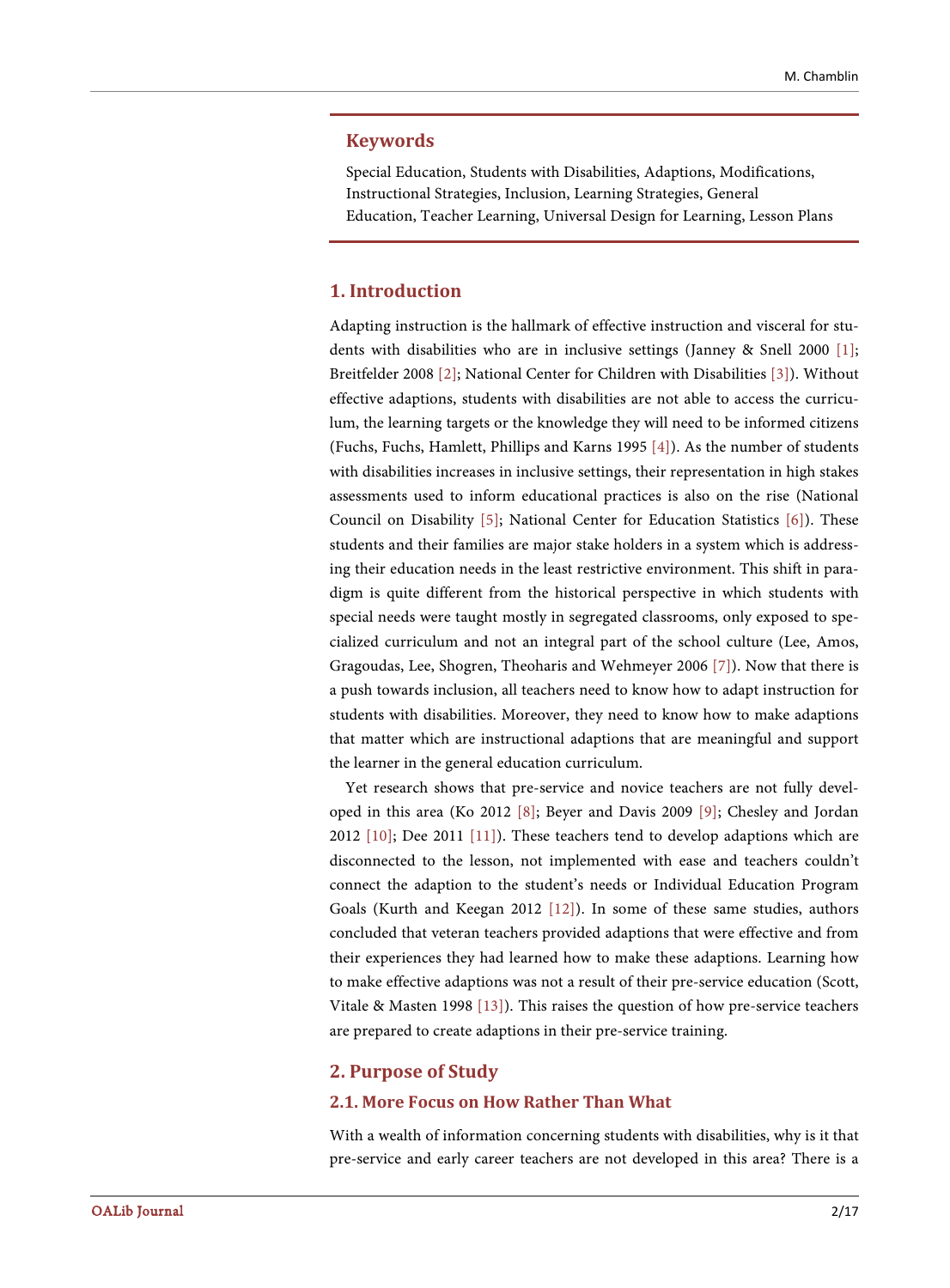## Keywords

Special Education, Students with Disabilities, Adaptions, Modifications, Instructional Strategies, Inclusion, Learning Strategies, General Education, Teacher Learning, Universal Design for Learning, Lesson Plans

## 1. Introduction

Adapting instruction is the hallmark of effective instruction and visceral for students with disabilities who are in inclusive settings (Janney & Snell 2000 [1]; Breitfelder 2008 [2]; National Center for Children with Disabilities [3]). Without effective adaptions, students with disabilities are not able to access the curriculum, the learning targets or the knowledge they will need to be informed citizens (Fuchs, Fuchs, Hamlett, Phillips and Karns 1995 [4]). As the number of students with disabilities increases in inclusive settings, their representation in high stakes assessments used to inform educational practices is also on the rise (National Council on Disability [5]; National Center for Education Statistics [6]). These students and their families are major stake holders in a system which is addressing their education needs in the least restrictive environment. This shift in paradigm is quite different from the historical perspective in which students with special needs were taught mostly in segregated classrooms, only exposed to specialized curriculum and not an integral part of the school culture (Lee, Amos, Gragoudas, Lee, Shogren, Theoharis and Wehmeyer 2006 [7]). Now that there is a push towards inclusion, all teachers need to know how to adapt instruction for students with disabilities. Moreover, they need to know how to make adaptions that matter which are instructional adaptions that are meaningful and support the learner in the general education curriculum.

Yet research shows that pre-service and novice teachers are not fully developed in this area (Ko 2012 [8]; Beyer and Davis 2009 [9]; Chesley and Jordan 2012 [10]; Dee 2011 [11]). These teachers tend to develop adaptions which are disconnected to the lesson, not implemented with ease and teachers couldn't connect the adaption to the student's needs or Individual Education Program Goals (Kurth and Keegan 2012 [12]). In some of these same studies, authors concluded that veteran teachers provided adaptions that were effective and from their experiences they had learned how to make these adaptions. Learning how to make effective adaptions was not a result of their pre-service education (Scott, Vitale & Masten 1998 [13]). This raises the question of how pre-service teachers are prepared to create adaptions in their pre-service training.

## 2. Purpose of Study

### 2.1. More Focus on How Rather Than What

With a wealth of information concerning students with disabilities, why is it that pre-service and early career teachers are not developed in this area? There is a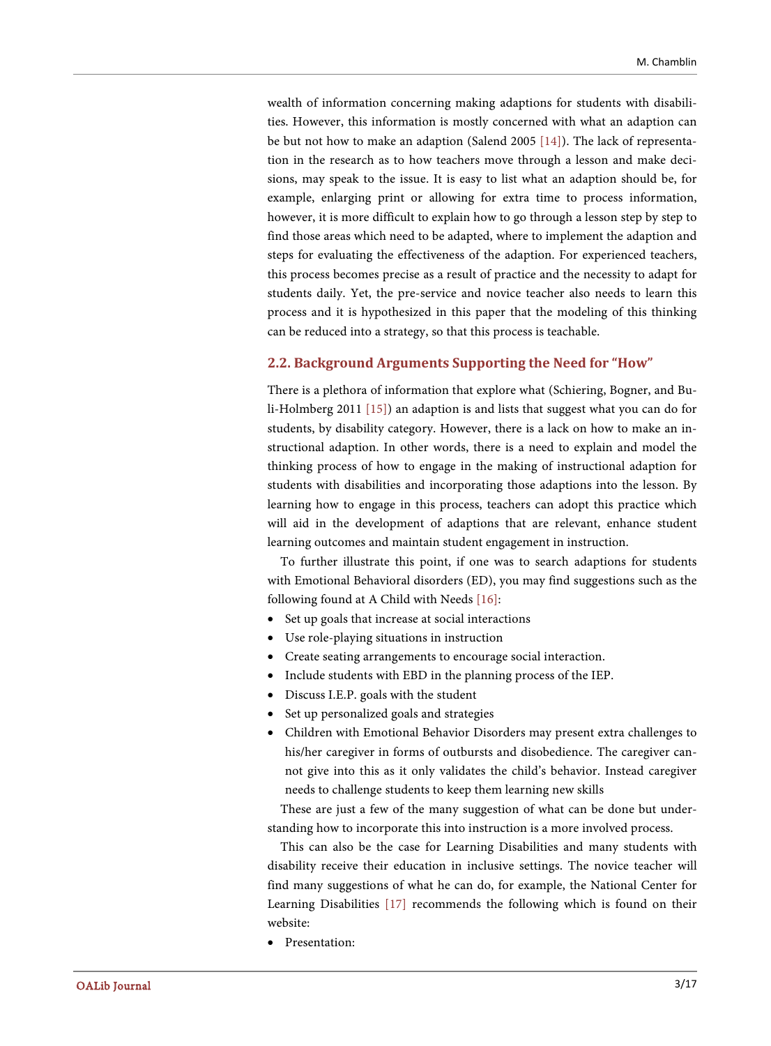wealth of information concerning making adaptions for students with disabilities. However, this information is mostly concerned with what an adaption can be but not how to make an adaption (Salend 2005 [14]). The lack of representation in the research as to how teachers move through a lesson and make decisions, may speak to the issue. It is easy to list what an adaption should be, for example, enlarging print or allowing for extra time to process information, however, it is more difficult to explain how to go through a lesson step by step to find those areas which need to be adapted, where to implement the adaption and steps for evaluating the effectiveness of the adaption. For experienced teachers, this process becomes precise as a result of practice and the necessity to adapt for students daily. Yet, the pre-service and novice teacher also needs to learn this process and it is hypothesized in this paper that the modeling of this thinking can be reduced into a strategy, so that this process is teachable.

## 2.2. Background Arguments Supporting the Need for "How"

There is a plethora of information that explore what (Schiering, Bogner, and Buli-Holmberg 2011 [15]) an adaption is and lists that suggest what you can do for students, by disability category. However, there is a lack on how to make an instructional adaption. In other words, there is a need to explain and model the thinking process of how to engage in the making of instructional adaption for students with disabilities and incorporating those adaptions into the lesson. By learning how to engage in this process, teachers can adopt this practice which will aid in the development of adaptions that are relevant, enhance student learning outcomes and maintain student engagement in instruction.

To further illustrate this point, if one was to search adaptions for students with Emotional Behavioral disorders (ED), you may find suggestions such as the following found at A Child with Needs [16]:

- Set up goals that increase at social interactions
- Use role-playing situations in instruction
- Create seating arrangements to encourage social interaction.
- Include students with EBD in the planning process of the IEP.
- Discuss I.E.P. goals with the student
- Set up personalized goals and strategies
- Children with Emotional Behavior Disorders may present extra challenges to his/her caregiver in forms of outbursts and disobedience. The caregiver cannot give into this as it only validates the child's behavior. Instead caregiver needs to challenge students to keep them learning new skills

These are just a few of the many suggestion of what can be done but understanding how to incorporate this into instruction is a more involved process.

This can also be the case for Learning Disabilities and many students with disability receive their education in inclusive settings. The novice teacher will find many suggestions of what he can do, for example, the National Center for Learning Disabilities [17] recommends the following which is found on their website:

- Presentation: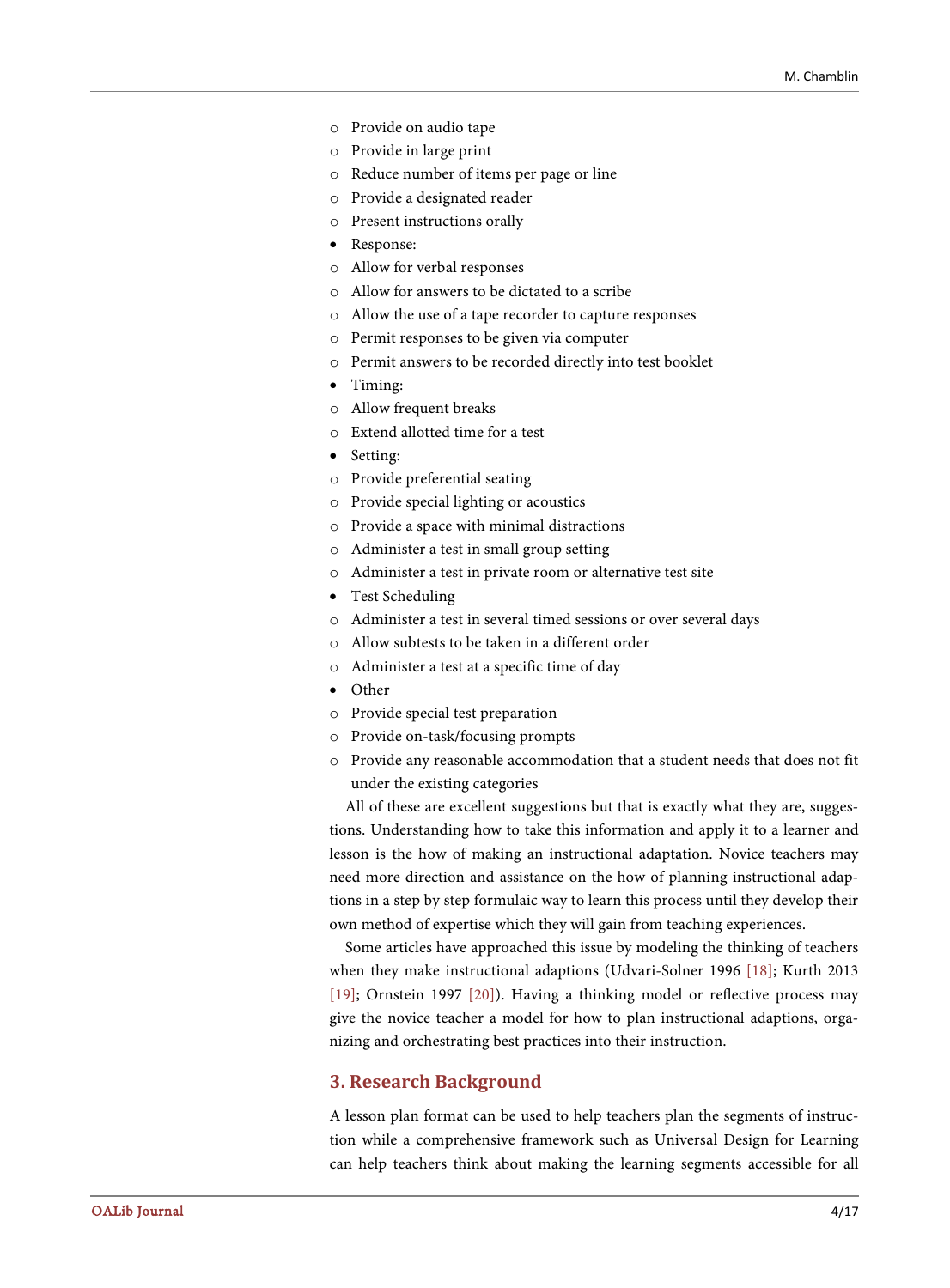- Provide on audio tape
- Provide in large print
- Reduce number of items per page or line
- Provide a designated reader
- Present instructions orally

- Response:
  - Allow for verbal responses
  - Allow for answers to be dictated to a scribe
  - Allow the use of a tape recorder to capture responses
  - Permit responses to be given via computer
  - Permit answers to be recorded directly into test booklet
- Timing:
  - Allow frequent breaks
  - Extend allotted time for a test
- Setting:
  - Provide preferential seating
  - Provide special lighting or acoustics
  - Provide a space with minimal distractions
  - Administer a test in small group setting
  - Administer a test in private room or alternative test site
- Test Scheduling
  - Administer a test in several timed sessions or over several days
  - Allow subtests to be taken in a different order
  - Administer a test at a specific time of day
- Other
  - Provide special test preparation
  - Provide on-task/focusing prompts
  - Provide any reasonable accommodation that a student needs that does not fit under the existing categories

All of these are excellent suggestions but that is exactly what they are, suggestions. Understanding how to take this information and apply it to a learner and lesson is the how of making an instructional adaptation. Novice teachers may need more direction and assistance on the how of planning instructional adaptions in a step by step formulaic way to learn this process until they develop their own method of expertise which they will gain from teaching experiences.

Some articles have approached this issue by modeling the thinking of teachers when they make instructional adaptions (Udvari-Solner 1996 [18]; Kurth 2013 [19]; Ornstein 1997 [20]). Having a thinking model or reflective process may give the novice teacher a model for how to plan instructional adaptions, organizing and orchestrating best practices into their instruction.

## 3. Research Background

A lesson plan format can be used to help teachers plan the segments of instruction while a comprehensive framework such as Universal Design for Learning can help teachers think about making the learning segments accessible for all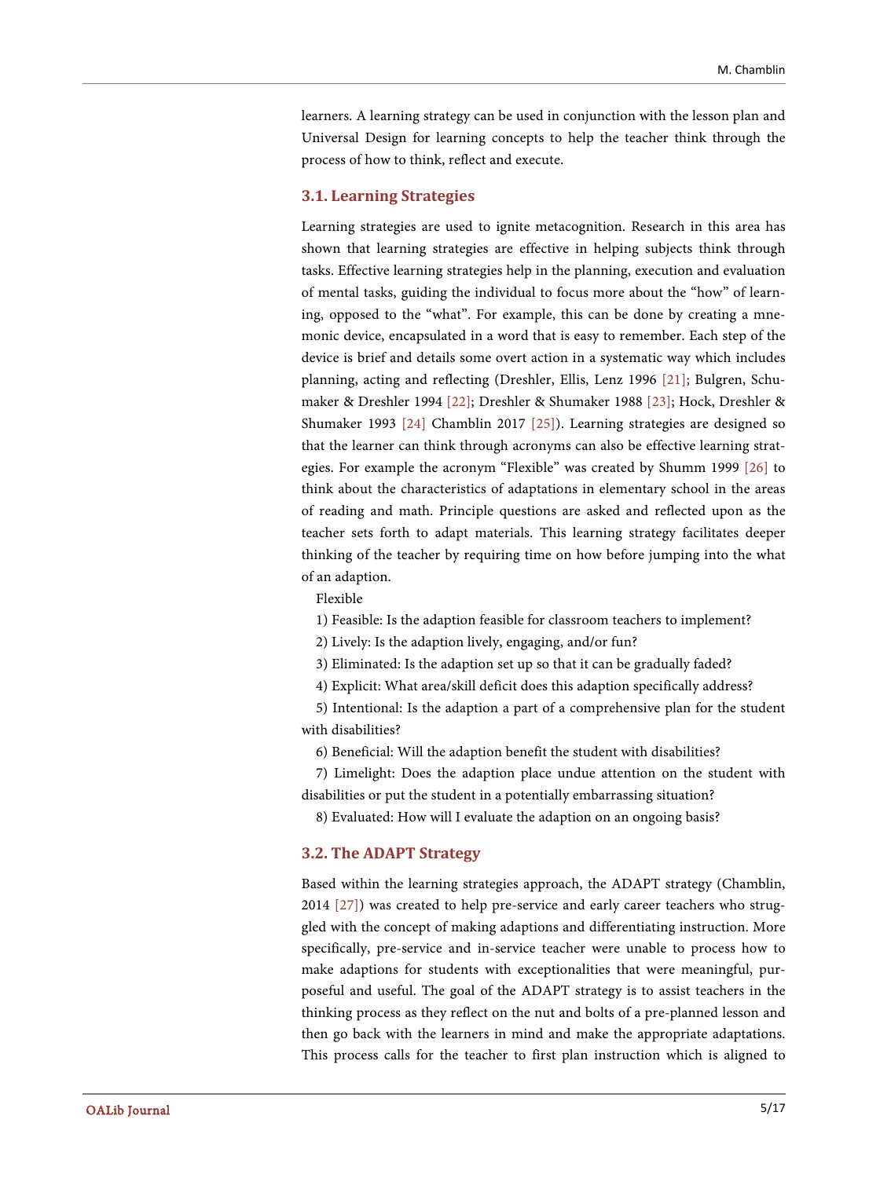learners. A learning strategy can be used in conjunction with the lesson plan and Universal Design for learning concepts to help the teacher think through the process of how to think, reflect and execute.

### 3.1. Learning Strategies

Learning strategies are used to ignite metacognition. Research in this area has shown that learning strategies are effective in helping subjects think through tasks. Effective learning strategies help in the planning, execution and evaluation of mental tasks, guiding the individual to focus more about the "how" of learning, opposed to the "what". For example, this can be done by creating a mnemonic device, encapsulated in a word that is easy to remember. Each step of the device is brief and details some overt action in a systematic way which includes planning, acting and reflecting (Dreshler, Ellis, Lenz 1996 [21]; Bulgren, Schumaker & Dreshler 1994 [22]; Dreshler & Shumaker 1988 [23]; Hock, Dreshler & Shumaker 1993 [24] Chamblin 2017 [25]). Learning strategies are designed so that the learner can think through acronyms can also be effective learning strategies. For example the acronym "Flexible" was created by Shumm 1999 [26] to think about the characteristics of adaptations in elementary school in the areas of reading and math. Principle questions are asked and reflected upon as the teacher sets forth to adapt materials. This learning strategy facilitates deeper thinking of the teacher by requiring time on how before jumping into the what of an adaption.

Flexible

1) Feasible: Is the adaption feasible for classroom teachers to implement?

2) Lively: Is the adaption lively, engaging, and/or fun?

3) Eliminated: Is the adaption set up so that it can be gradually faded?

4) Explicit: What area/skill deficit does this adaption specifically address?

5) Intentional: Is the adaption a part of a comprehensive plan for the student with disabilities?

6) Beneficial: Will the adaption benefit the student with disabilities?

7) Limelight: Does the adaption place undue attention on the student with disabilities or put the student in a potentially embarrassing situation?

8) Evaluated: How will I evaluate the adaption on an ongoing basis?

### 3.2. The ADAPT Strategy

Based within the learning strategies approach, the ADAPT strategy (Chamblin, 2014 [27]) was created to help pre-service and early career teachers who struggled with the concept of making adaptions and differentiating instruction. More specifically, pre-service and in-service teacher were unable to process how to make adaptions for students with exceptionalities that were meaningful, purposeful and useful. The goal of the ADAPT strategy is to assist teachers in the thinking process as they reflect on the nut and bolts of a pre-planned lesson and then go back with the learners in mind and make the appropriate adaptations. This process calls for the teacher to first plan instruction which is aligned to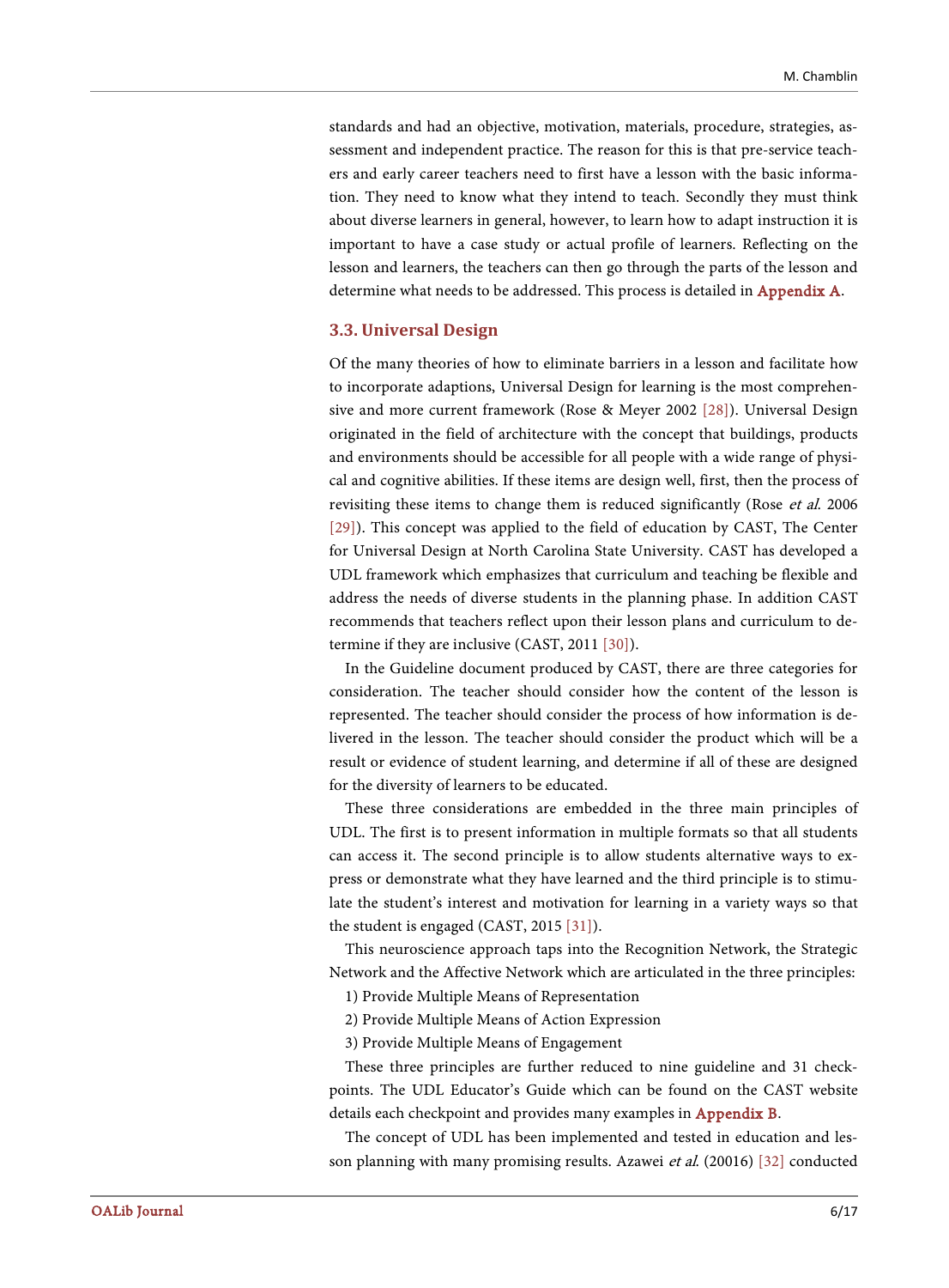standards and had an objective, motivation, materials, procedure, strategies, assessment and independent practice. The reason for this is that pre-service teachers and early career teachers need to first have a lesson with the basic information. They need to know what they intend to teach. Secondly they must think about diverse learners in general, however, to learn how to adapt instruction it is important to have a case study or actual profile of learners. Reflecting on the lesson and learners, the teachers can then go through the parts of the lesson and determine what needs to be addressed. This process is detailed in **Appendix A**.

### 3.3. Universal Design

Of the many theories of how to eliminate barriers in a lesson and facilitate how to incorporate adaptions, Universal Design for learning is the most comprehensive and more current framework (Rose & Meyer 2002 [28]). Universal Design originated in the field of architecture with the concept that buildings, products and environments should be accessible for all people with a wide range of physical and cognitive abilities. If these items are design well, first, then the process of revisiting these items to change them is reduced significantly (Rose *et al.* 2006 [29]). This concept was applied to the field of education by CAST, The Center for Universal Design at North Carolina State University. CAST has developed a UDL framework which emphasizes that curriculum and teaching be flexible and address the needs of diverse students in the planning phase. In addition CAST recommends that teachers reflect upon their lesson plans and curriculum to determine if they are inclusive (CAST, 2011 [30]).

In the Guideline document produced by CAST, there are three categories for consideration. The teacher should consider how the content of the lesson is represented. The teacher should consider the process of how information is delivered in the lesson. The teacher should consider the product which will be a result or evidence of student learning, and determine if all of these are designed for the diversity of learners to be educated.

These three considerations are embedded in the three main principles of UDL. The first is to present information in multiple formats so that all students can access it. The second principle is to allow students alternative ways to express or demonstrate what they have learned and the third principle is to stimulate the student's interest and motivation for learning in a variety ways so that the student is engaged (CAST, 2015 [31]).

This neuroscience approach taps into the Recognition Network, the Strategic Network and the Affective Network which are articulated in the three principles:

1) Provide Multiple Means of Representation

2) Provide Multiple Means of Action Expression

3) Provide Multiple Means of Engagement

These three principles are further reduced to nine guideline and 31 checkpoints. The UDL Educator's Guide which can be found on the CAST website details each checkpoint and provides many examples in **Appendix B**.

The concept of UDL has been implemented and tested in education and lesson planning with many promising results. Azawei *et al.* (20016) [32] conducted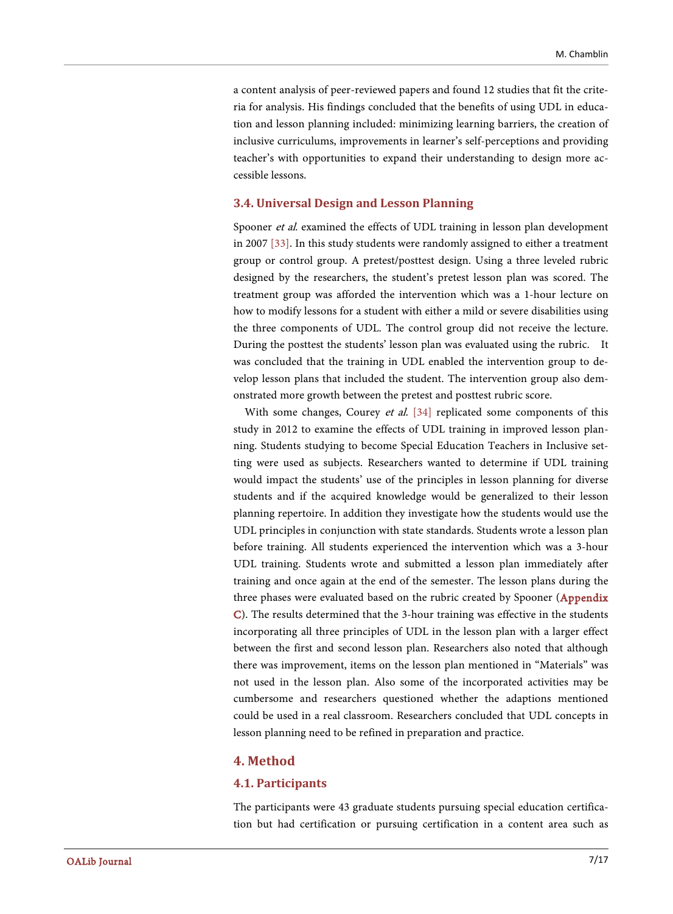a content analysis of peer-reviewed papers and found 12 studies that fit the criteria for analysis. His findings concluded that the benefits of using UDL in education and lesson planning included: minimizing learning barriers, the creation of inclusive curriculums, improvements in learner's self-perceptions and providing teacher's with opportunities to expand their understanding to design more accessible lessons.

### 3.4. Universal Design and Lesson Planning

Spooner *et al.* examined the effects of UDL training in lesson plan development in 2007 [33]. In this study students were randomly assigned to either a treatment group or control group. A pretest/posttest design. Using a three leveled rubric designed by the researchers, the student's pretest lesson plan was scored. The treatment group was afforded the intervention which was a 1-hour lecture on how to modify lessons for a student with either a mild or severe disabilities using the three components of UDL. The control group did not receive the lecture. During the posttest the students' lesson plan was evaluated using the rubric. It was concluded that the training in UDL enabled the intervention group to develop lesson plans that included the student. The intervention group also demonstrated more growth between the pretest and posttest rubric score.

With some changes, Courey *et al.* [34] replicated some components of this study in 2012 to examine the effects of UDL training in improved lesson planning. Students studying to become Special Education Teachers in Inclusive setting were used as subjects. Researchers wanted to determine if UDL training would impact the students' use of the principles in lesson planning for diverse students and if the acquired knowledge would be generalized to their lesson planning repertoire. In addition they investigate how the students would use the UDL principles in conjunction with state standards. Students wrote a lesson plan before training. All students experienced the intervention which was a 3-hour UDL training. Students wrote and submitted a lesson plan immediately after training and once again at the end of the semester. The lesson plans during the three phases were evaluated based on the rubric created by Spooner (**Appendix C**). The results determined that the 3-hour training was effective in the students incorporating all three principles of UDL in the lesson plan with a larger effect between the first and second lesson plan. Researchers also noted that although there was improvement, items on the lesson plan mentioned in "Materials" was not used in the lesson plan. Also some of the incorporated activities may be cumbersome and researchers questioned whether the adaptions mentioned could be used in a real classroom. Researchers concluded that UDL concepts in lesson planning need to be refined in preparation and practice.

## 4. Method

### 4.1. Participants

The participants were 43 graduate students pursuing special education certification but had certification or pursuing certification in a content area such as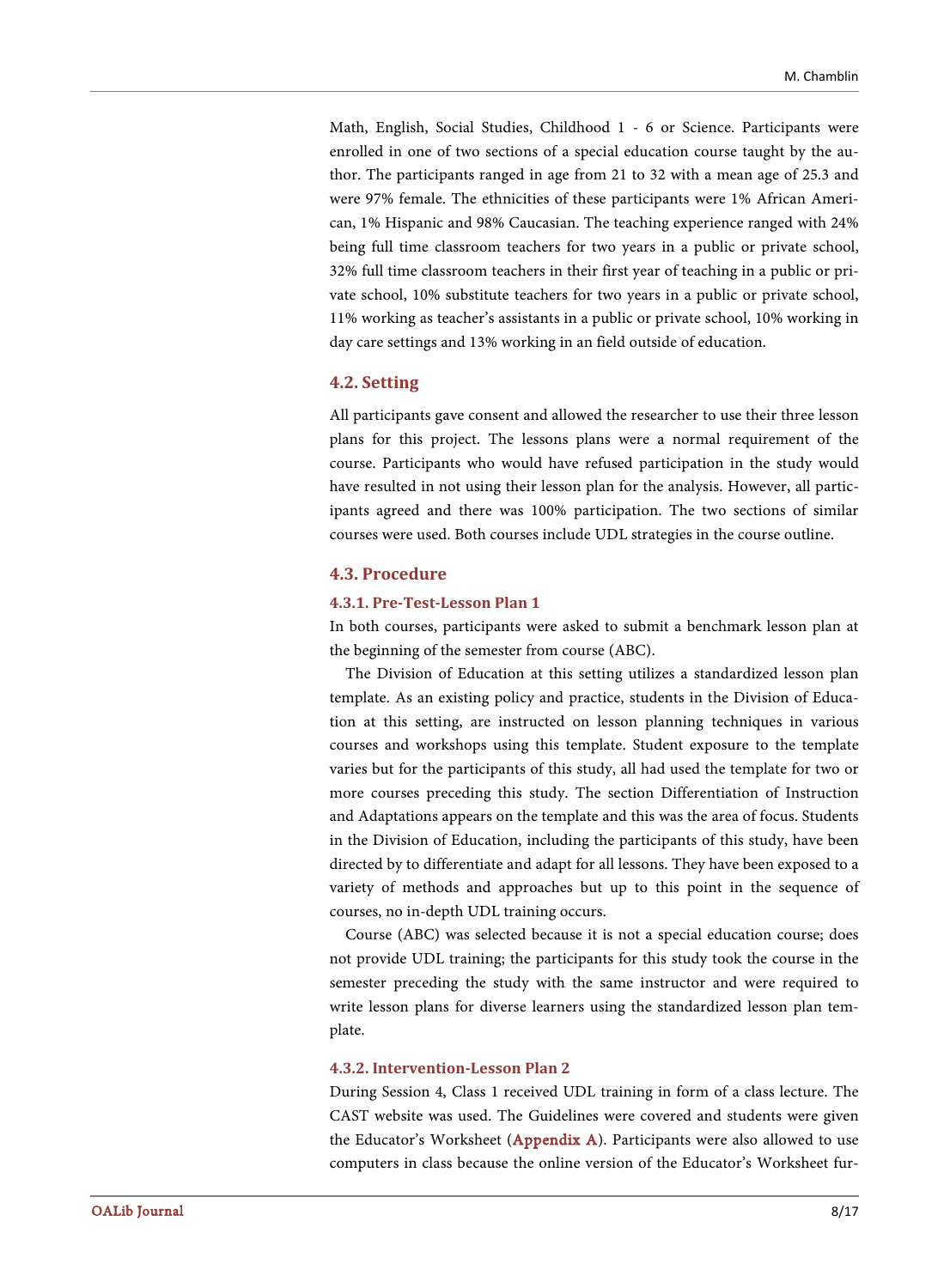Math, English, Social Studies, Childhood 1 - 6 or Science. Participants were enrolled in one of two sections of a special education course taught by the author. The participants ranged in age from 21 to 32 with a mean age of 25.3 and were 97% female. The ethnicities of these participants were 1% African American, 1% Hispanic and 98% Caucasian. The teaching experience ranged with 24% being full time classroom teachers for two years in a public or private school, 32% full time classroom teachers in their first year of teaching in a public or private school, 10% substitute teachers for two years in a public or private school, 11% working as teacher's assistants in a public or private school, 10% working in day care settings and 13% working in an field outside of education.

### 4.2. Setting

All participants gave consent and allowed the researcher to use their three lesson plans for this project. The lessons plans were a normal requirement of the course. Participants who would have refused participation in the study would have resulted in not using their lesson plan for the analysis. However, all participants agreed and there was 100% participation. The two sections of similar courses were used. Both courses include UDL strategies in the course outline.

### 4.3. Procedure

#### 4.3.1. Pre-Test-Lesson Plan 1

In both courses, participants were asked to submit a benchmark lesson plan at the beginning of the semester from course (ABC).

The Division of Education at this setting utilizes a standardized lesson plan template. As an existing policy and practice, students in the Division of Education at this setting, are instructed on lesson planning techniques in various courses and workshops using this template. Student exposure to the template varies but for the participants of this study, all had used the template for two or more courses preceding this study. The section Differentiation of Instruction and Adaptations appears on the template and this was the area of focus. Students in the Division of Education, including the participants of this study, have been directed by to differentiate and adapt for all lessons. They have been exposed to a variety of methods and approaches but up to this point in the sequence of courses, no in-depth UDL training occurs.

Course (ABC) was selected because it is not a special education course; does not provide UDL training; the participants for this study took the course in the semester preceding the study with the same instructor and were required to write lesson plans for diverse learners using the standardized lesson plan template.

#### 4.3.2. Intervention-Lesson Plan 2

During Session 4, Class 1 received UDL training in form of a class lecture. The CAST website was used. The Guidelines were covered and students were given the Educator's Worksheet (Appendix A). Participants were also allowed to use computers in class because the online version of the Educator's Worksheet fur-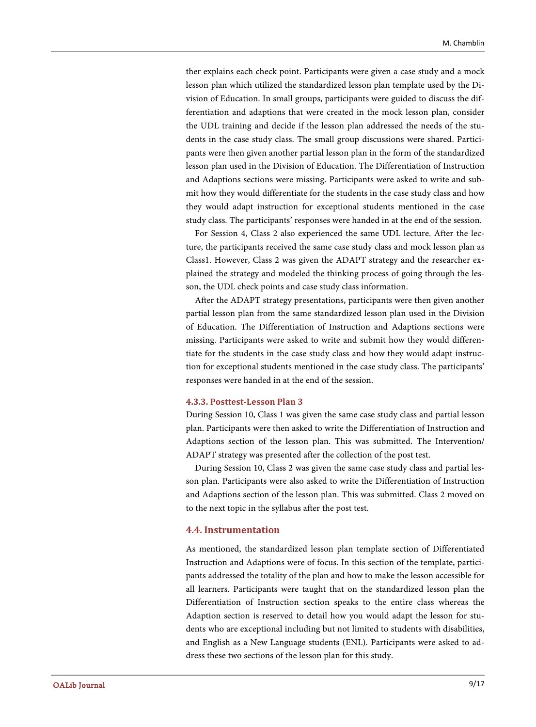ther explains each check point. Participants were given a case study and a mock lesson plan which utilized the standardized lesson plan template used by the Division of Education. In small groups, participants were guided to discuss the differentiation and adaptions that were created in the mock lesson plan, consider the UDL training and decide if the lesson plan addressed the needs of the students in the case study class. The small group discussions were shared. Participants were then given another partial lesson plan in the form of the standardized lesson plan used in the Division of Education. The Differentiation of Instruction and Adaptions sections were missing. Participants were asked to write and submit how they would differentiate for the students in the case study class and how they would adapt instruction for exceptional students mentioned in the case study class. The participants' responses were handed in at the end of the session.

For Session 4, Class 2 also experienced the same UDL lecture. After the lecture, the participants received the same case study class and mock lesson plan as Class1. However, Class 2 was given the ADAPT strategy and the researcher explained the strategy and modeled the thinking process of going through the lesson, the UDL check points and case study class information.

After the ADAPT strategy presentations, participants were then given another partial lesson plan from the same standardized lesson plan used in the Division of Education. The Differentiation of Instruction and Adaptions sections were missing. Participants were asked to write and submit how they would differentiate for the students in the case study class and how they would adapt instruction for exceptional students mentioned in the case study class. The participants' responses were handed in at the end of the session.

#### 4.3.3. Posttest-Lesson Plan 3

During Session 10, Class 1 was given the same case study class and partial lesson plan. Participants were then asked to write the Differentiation of Instruction and Adaptions section of the lesson plan. This was submitted. The Intervention/ADAPT strategy was presented after the collection of the post test.

During Session 10, Class 2 was given the same case study class and partial lesson plan. Participants were also asked to write the Differentiation of Instruction and Adaptions section of the lesson plan. This was submitted. Class 2 moved on to the next topic in the syllabus after the post test.

### 4.4. Instrumentation

As mentioned, the standardized lesson plan template section of Differentiated Instruction and Adaptions were of focus. In this section of the template, participants addressed the totality of the plan and how to make the lesson accessible for all learners. Participants were taught that on the standardized lesson plan the Differentiation of Instruction section speaks to the entire class whereas the Adaption section is reserved to detail how you would adapt the lesson for students who are exceptional including but not limited to students with disabilities, and English as a New Language students (ENL). Participants were asked to address these two sections of the lesson plan for this study.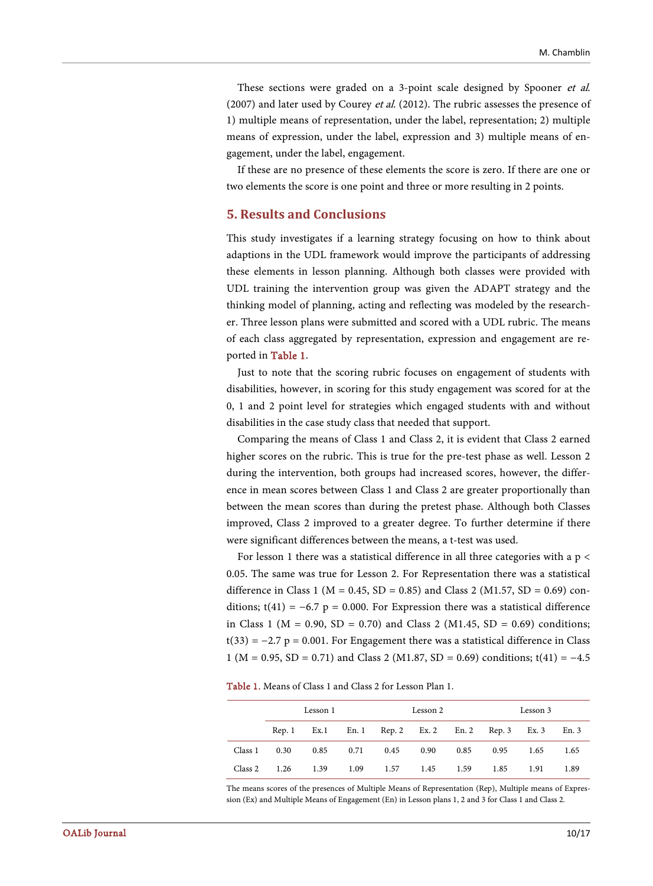These sections were graded on a 3-point scale designed by Spooner *et al.* (2007) and later used by Courey *et al.* (2012). The rubric assesses the presence of 1) multiple means of representation, under the label, representation; 2) multiple means of expression, under the label, expression and 3) multiple means of engagement, under the label, engagement.

If these are no presence of these elements the score is zero. If there are one or two elements the score is one point and three or more resulting in 2 points.

## 5. Results and Conclusions

This study investigates if a learning strategy focusing on how to think about adaptions in the UDL framework would improve the participants of addressing these elements in lesson planning. Although both classes were provided with UDL training the intervention group was given the ADAPT strategy and the thinking model of planning, acting and reflecting was modeled by the researcher. Three lesson plans were submitted and scored with a UDL rubric. The means of each class aggregated by representation, expression and engagement are reported in Table 1.

Just to note that the scoring rubric focuses on engagement of students with disabilities, however, in scoring for this study engagement was scored for at the 0, 1 and 2 point level for strategies which engaged students with and without disabilities in the case study class that needed that support.

Comparing the means of Class 1 and Class 2, it is evident that Class 2 earned higher scores on the rubric. This is true for the pre-test phase as well. Lesson 2 during the intervention, both groups had increased scores, however, the difference in mean scores between Class 1 and Class 2 are greater proportionally than between the mean scores than during the pretest phase. Although both Classes improved, Class 2 improved to a greater degree. To further determine if there were significant differences between the means, a t-test was used.

For lesson 1 there was a statistical difference in all three categories with a $p < 0.05$. The same was true for Lesson 2. For Representation there was a statistical difference in Class 1 ($M = 0.45$, $SD = 0.85$) and Class 2 (M1.57, $SD = 0.69$) conditions; $t(41) = -6.7$ $p = 0.000$. For Expression there was a statistical difference in Class 1 ($M = 0.90$, $SD = 0.70$) and Class 2 (M1.45, $SD = 0.69$) conditions; $t(33) = -2.7$ $p = 0.001$. For Engagement there was a statistical difference in Class 1 ($M = 0.95$, $SD = 0.71$) and Class 2 (M1.87, $SD = 0.69$) conditions; $t(41) = -4.5$

Table 1. Means of Class 1 and Class 2 for Lesson Plan 1.

| | Lesson 1 | | | Lesson 2 | | | Lesson 3 | | |
|---|---|---|---|---|---|---|---|---|---|
| | Rep. 1 | Ex.1 | En. 1 | Rep. 2 | Ex. 2 | En. 2 | Rep. 3 | Ex. 3 | En. 3 |
| Class 1 | 0.30 | 0.85 | 0.71 | 0.45 | 0.90 | 0.85 | 0.95 | 1.65 | 1.65 |
| Class 2 | 1.26 | 1.39 | 1.09 | 1.57 | 1.45 | 1.59 | 1.85 | 1.91 | 1.89 |

The means scores of the presences of Multiple Means of Representation (Rep), Multiple means of Expression (Ex) and Multiple Means of Engagement (En) in Lesson plans 1, 2 and 3 for Class 1 and Class 2.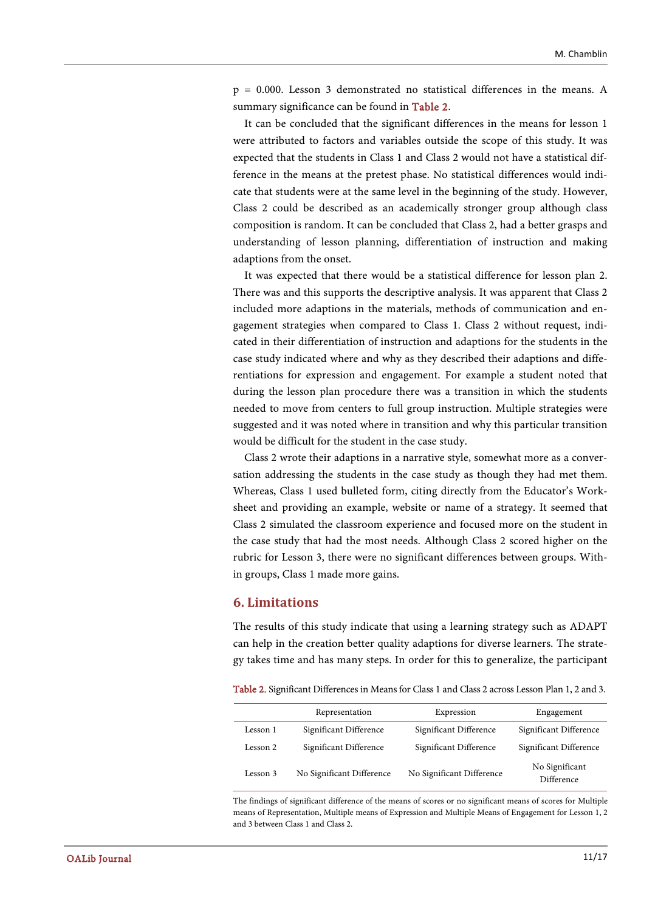p = 0.000. Lesson 3 demonstrated no statistical differences in the means. A summary significance can be found in Table 2.

It can be concluded that the significant differences in the means for lesson 1 were attributed to factors and variables outside the scope of this study. It was expected that the students in Class 1 and Class 2 would not have a statistical difference in the means at the pretest phase. No statistical differences would indicate that students were at the same level in the beginning of the study. However, Class 2 could be described as an academically stronger group although class composition is random. It can be concluded that Class 2, had a better grasps and understanding of lesson planning, differentiation of instruction and making adaptions from the onset.

It was expected that there would be a statistical difference for lesson plan 2. There was and this supports the descriptive analysis. It was apparent that Class 2 included more adaptions in the materials, methods of communication and engagement strategies when compared to Class 1. Class 2 without request, indicated in their differentiation of instruction and adaptions for the students in the case study indicated where and why as they described their adaptions and differentiations for expression and engagement. For example a student noted that during the lesson plan procedure there was a transition in which the students needed to move from centers to full group instruction. Multiple strategies were suggested and it was noted where in transition and why this particular transition would be difficult for the student in the case study.

Class 2 wrote their adaptions in a narrative style, somewhat more as a conversation addressing the students in the case study as though they had met them. Whereas, Class 1 used bulleted form, citing directly from the Educator's Worksheet and providing an example, website or name of a strategy. It seemed that Class 2 simulated the classroom experience and focused more on the student in the case study that had the most needs. Although Class 2 scored higher on the rubric for Lesson 3, there were no significant differences between groups. Within groups, Class 1 made more gains.

## 6. Limitations

The results of this study indicate that using a learning strategy such as ADAPT can help in the creation better quality adaptions for diverse learners. The strategy takes time and has many steps. In order for this to generalize, the participant

Table 2. Significant Differences in Means for Class 1 and Class 2 across Lesson Plan 1, 2 and 3.

| | Representation | Expression | Engagement |
|---|---|---|---|
| Lesson 1 | Significant Difference | Significant Difference | Significant Difference |
| Lesson 2 | Significant Difference | Significant Difference | Significant Difference |
| Lesson 3 | No Significant Difference | No Significant Difference | No Significant Difference |

The findings of significant difference of the means of scores or no significant means of scores for Multiple means of Representation, Multiple means of Expression and Multiple Means of Engagement for Lesson 1, 2 and 3 between Class 1 and Class 2.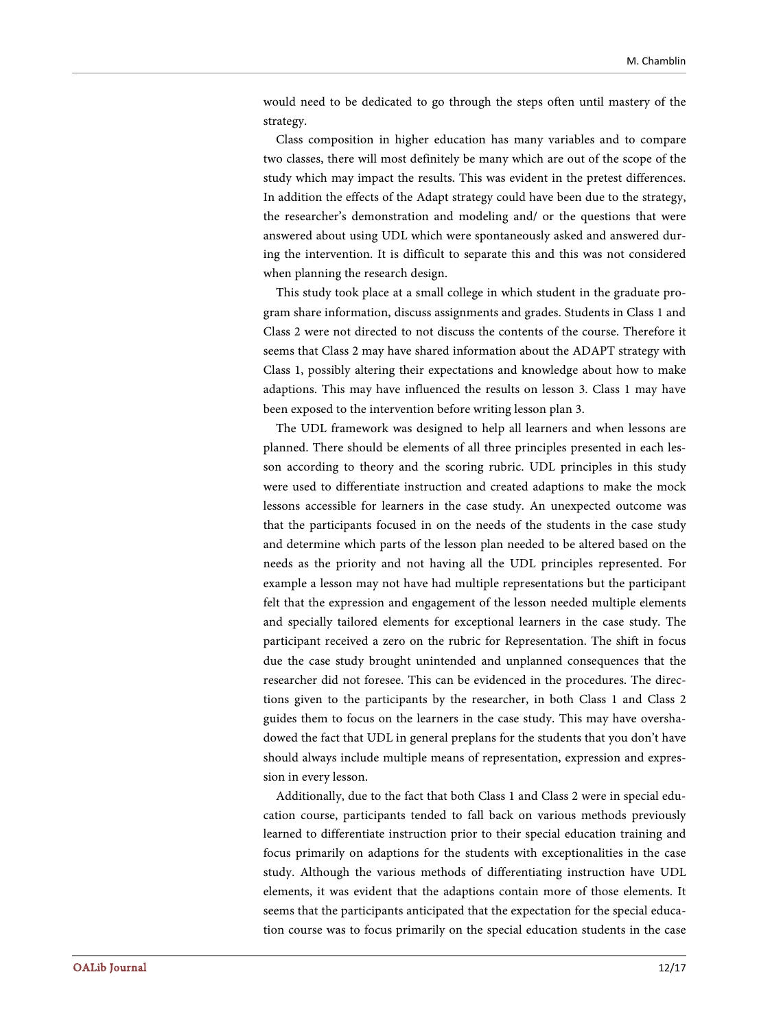would need to be dedicated to go through the steps often until mastery of the strategy.

Class composition in higher education has many variables and to compare two classes, there will most definitely be many which are out of the scope of the study which may impact the results. This was evident in the pretest differences. In addition the effects of the Adapt strategy could have been due to the strategy, the researcher's demonstration and modeling and/ or the questions that were answered about using UDL which were spontaneously asked and answered during the intervention. It is difficult to separate this and this was not considered when planning the research design.

This study took place at a small college in which student in the graduate program share information, discuss assignments and grades. Students in Class 1 and Class 2 were not directed to not discuss the contents of the course. Therefore it seems that Class 2 may have shared information about the ADAPT strategy with Class 1, possibly altering their expectations and knowledge about how to make adaptions. This may have influenced the results on lesson 3. Class 1 may have been exposed to the intervention before writing lesson plan 3.

The UDL framework was designed to help all learners and when lessons are planned. There should be elements of all three principles presented in each lesson according to theory and the scoring rubric. UDL principles in this study were used to differentiate instruction and created adaptions to make the mock lessons accessible for learners in the case study. An unexpected outcome was that the participants focused in on the needs of the students in the case study and determine which parts of the lesson plan needed to be altered based on the needs as the priority and not having all the UDL principles represented. For example a lesson may not have had multiple representations but the participant felt that the expression and engagement of the lesson needed multiple elements and specially tailored elements for exceptional learners in the case study. The participant received a zero on the rubric for Representation. The shift in focus due the case study brought unintended and unplanned consequences that the researcher did not foresee. This can be evidenced in the procedures. The directions given to the participants by the researcher, in both Class 1 and Class 2 guides them to focus on the learners in the case study. This may have overshadowed the fact that UDL in general preplans for the students that you don't have should always include multiple means of representation, expression and expression in every lesson.

Additionally, due to the fact that both Class 1 and Class 2 were in special education course, participants tended to fall back on various methods previously learned to differentiate instruction prior to their special education training and focus primarily on adaptions for the students with exceptionalities in the case study. Although the various methods of differentiating instruction have UDL elements, it was evident that the adaptions contain more of those elements. It seems that the participants anticipated that the expectation for the special education course was to focus primarily on the special education students in the case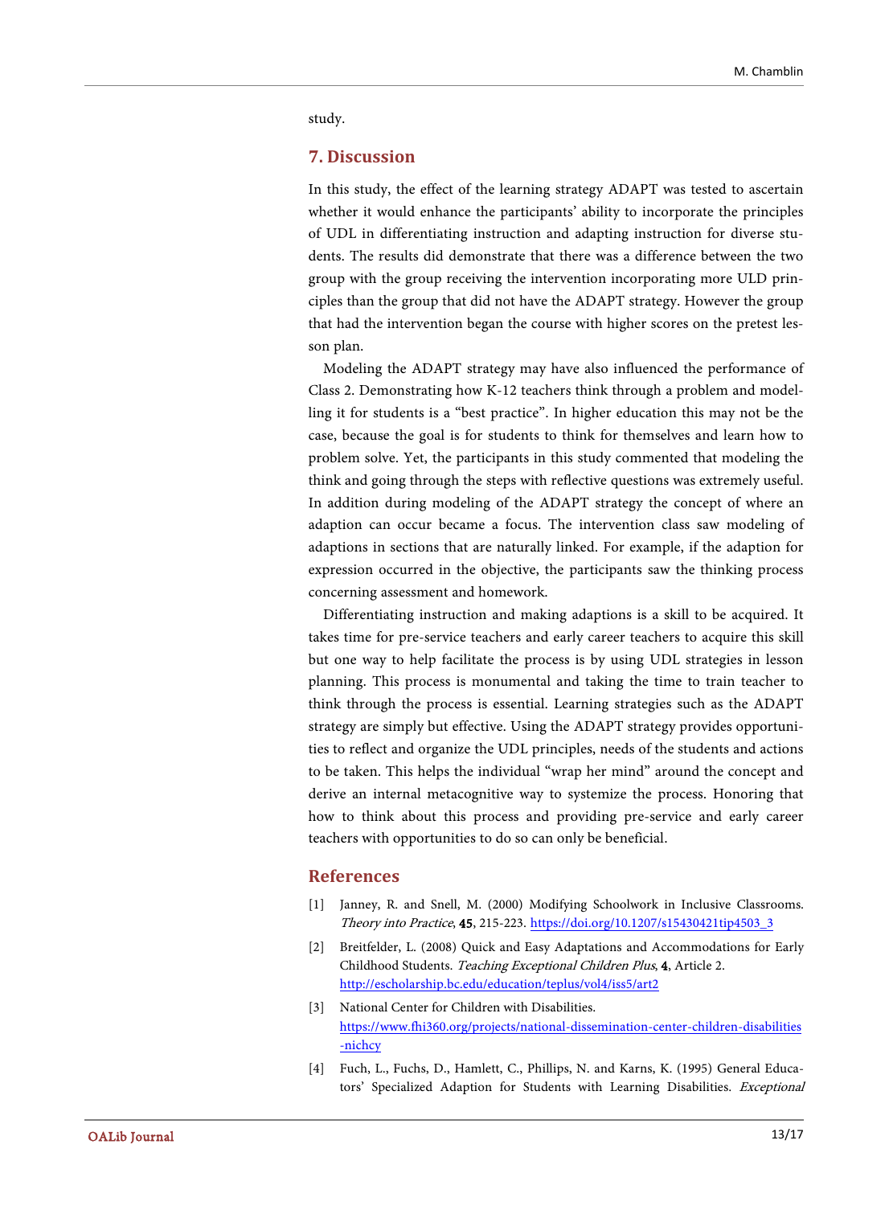study.

## 7. Discussion

In this study, the effect of the learning strategy ADAPT was tested to ascertain whether it would enhance the participants' ability to incorporate the principles of UDL in differentiating instruction and adapting instruction for diverse students. The results did demonstrate that there was a difference between the two group with the group receiving the intervention incorporating more ULD principles than the group that did not have the ADAPT strategy. However the group that had the intervention began the course with higher scores on the pretest lesson plan.

Modeling the ADAPT strategy may have also influenced the performance of Class 2. Demonstrating how K-12 teachers think through a problem and modelling it for students is a "best practice". In higher education this may not be the case, because the goal is for students to think for themselves and learn how to problem solve. Yet, the participants in this study commented that modeling the think and going through the steps with reflective questions was extremely useful. In addition during modeling of the ADAPT strategy the concept of where an adaption can occur became a focus. The intervention class saw modeling of adaptions in sections that are naturally linked. For example, if the adaption for expression occurred in the objective, the participants saw the thinking process concerning assessment and homework.

Differentiating instruction and making adaptions is a skill to be acquired. It takes time for pre-service teachers and early career teachers to acquire this skill but one way to help facilitate the process is by using UDL strategies in lesson planning. This process is monumental and taking the time to train teacher to think through the process is essential. Learning strategies such as the ADAPT strategy are simply but effective. Using the ADAPT strategy provides opportunities to reflect and organize the UDL principles, needs of the students and actions to be taken. This helps the individual "wrap her mind" around the concept and derive an internal metacognitive way to systemize the process. Honoring that how to think about this process and providing pre-service and early career teachers with opportunities to do so can only be beneficial.

## References

[1] Janney, R. and Snell, M. (2000) Modifying Schoolwork in Inclusive Classrooms. *Theory into Practice*, **45**, 215-223. https://doi.org/10.1207/s15430421tip4503_3

[2] Breitfelder, L. (2008) Quick and Easy Adaptations and Accommodations for Early Childhood Students. *Teaching Exceptional Children Plus*, **4**, Article 2. http://escholarship.bc.edu/education/teplus/vol4/iss5/art2

[3] National Center for Children with Disabilities. https://www.fhi360.org/projects/national-dissemination-center-children-disabilities-nichcy

[4] Fuch, L., Fuchs, D., Hamlett, C., Phillips, N. and Karns, K. (1995) General Educators' Specialized Adaption for Students with Learning Disabilities. *Exceptional*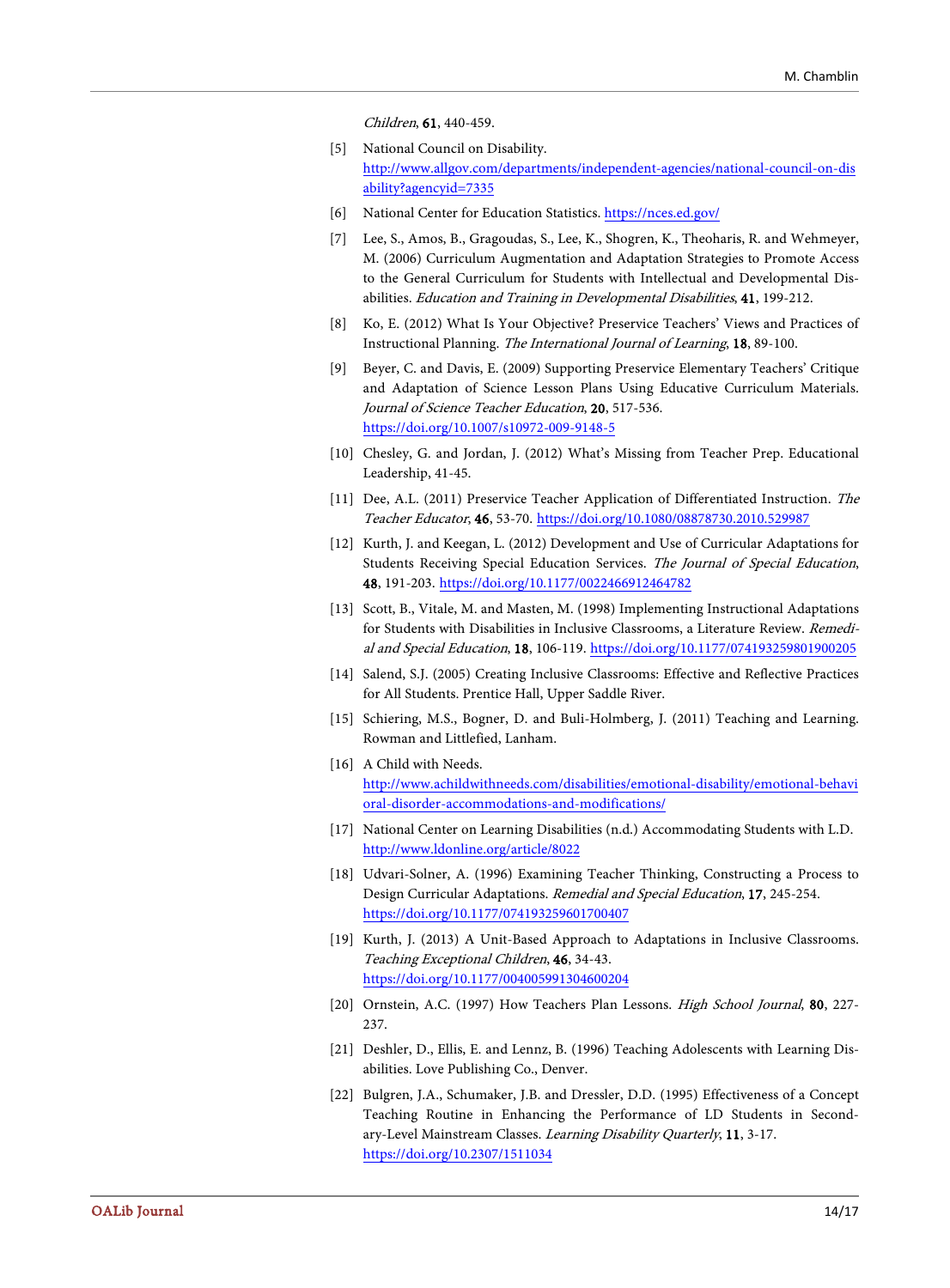*Children*, **61**, 440-459.

[5] National Council on Disability. http://www.allgov.com/departments/independent-agencies/national-council-on-disability?agencyid=7335

[6] National Center for Education Statistics. https://nces.ed.gov/

[7] Lee, S., Amos, B., Gragoudas, S., Lee, K., Shogren, K., Theoharis, R. and Wehmeyer, M. (2006) Curriculum Augmentation and Adaptation Strategies to Promote Access to the General Curriculum for Students with Intellectual and Developmental Disabilities. *Education and Training in Developmental Disabilities*, **41**, 199-212.

[8] Ko, E. (2012) What Is Your Objective? Preservice Teachers' Views and Practices of Instructional Planning. *The International Journal of Learning*, **18**, 89-100.

[9] Beyer, C. and Davis, E. (2009) Supporting Preservice Elementary Teachers' Critique and Adaptation of Science Lesson Plans Using Educative Curriculum Materials. *Journal of Science Teacher Education*, **20**, 517-536. https://doi.org/10.1007/s10972-009-9148-5

[10] Chesley, G. and Jordan, J. (2012) What's Missing from Teacher Prep. Educational Leadership, 41-45.

[11] Dee, A.L. (2011) Preservice Teacher Application of Differentiated Instruction. *The Teacher Educator*, **46**, 53-70. https://doi.org/10.1080/08878730.2010.529987

[12] Kurth, J. and Keegan, L. (2012) Development and Use of Curricular Adaptations for Students Receiving Special Education Services. *The Journal of Special Education*, **48**, 191-203. https://doi.org/10.1177/0022466912464782

[13] Scott, B., Vitale, M. and Masten, M. (1998) Implementing Instructional Adaptations for Students with Disabilities in Inclusive Classrooms, a Literature Review. *Remedial and Special Education*, **18**, 106-119. https://doi.org/10.1177/074193259801900205

[14] Salend, S.J. (2005) Creating Inclusive Classrooms: Effective and Reflective Practices for All Students. Prentice Hall, Upper Saddle River.

[15] Schiering, M.S., Bogner, D. and Buli-Holmberg, J. (2011) Teaching and Learning. Rowman and Littlefied, Lanham.

[16] A Child with Needs. http://www.achildwithneeds.com/disabilities/emotional-disability/emotional-behavioral-disorder-accommodations-and-modifications/

[17] National Center on Learning Disabilities (n.d.) Accommodating Students with L.D. http://www.ldonline.org/article/8022

[18] Udvari-Solner, A. (1996) Examining Teacher Thinking, Constructing a Process to Design Curricular Adaptations. *Remedial and Special Education*, **17**, 245-254. https://doi.org/10.1177/074193259601700407

[19] Kurth, J. (2013) A Unit-Based Approach to Adaptations in Inclusive Classrooms. *Teaching Exceptional Children*, **46**, 34-43. https://doi.org/10.1177/004005991304600204

[20] Ornstein, A.C. (1997) How Teachers Plan Lessons. *High School Journal*, **80**, 227-237.

[21] Deshler, D., Ellis, E. and Lennz, B. (1996) Teaching Adolescents with Learning Disabilities. Love Publishing Co., Denver.

[22] Bulgren, J.A., Schumaker, J.B. and Dressler, D.D. (1995) Effectiveness of a Concept Teaching Routine in Enhancing the Performance of LD Students in Secondary-Level Mainstream Classes. *Learning Disability Quarterly*, **11**, 3-17. https://doi.org/10.2307/1511034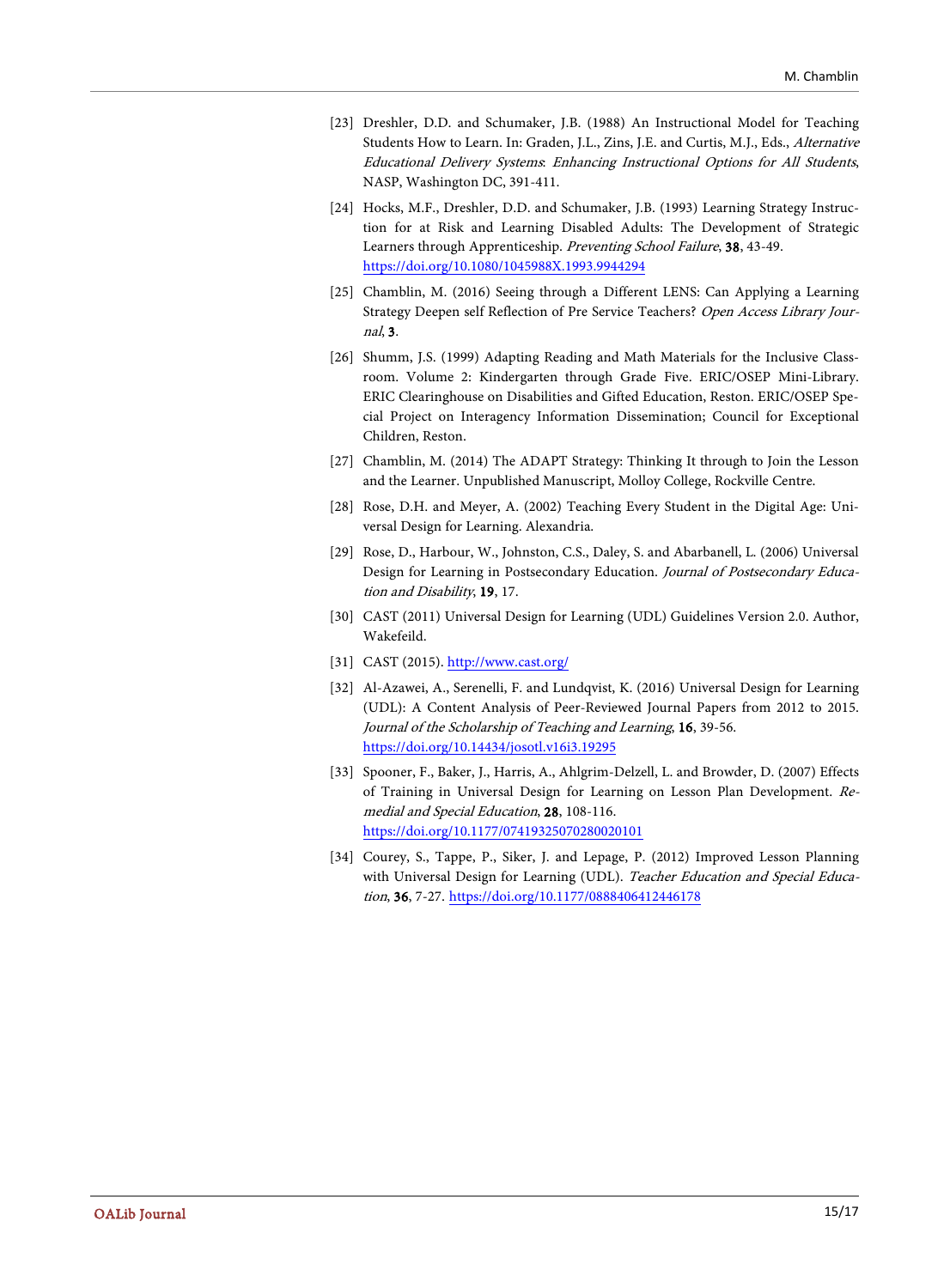[23] Dreshler, D.D. and Schumaker, J.B. (1988) An Instructional Model for Teaching Students How to Learn. In: Graden, J.L., Zins, J.E. and Curtis, M.J., Eds., *Alternative Educational Delivery Systems*: *Enhancing Instructional Options for All Students*, NASP, Washington DC, 391-411.

[24] Hocks, M.F., Dreshler, D.D. and Schumaker, J.B. (1993) Learning Strategy Instruction for at Risk and Learning Disabled Adults: The Development of Strategic Learners through Apprenticeship. *Preventing School Failure*, **38**, 43-49. https://doi.org/10.1080/1045988X.1993.9944294

[25] Chamblin, M. (2016) Seeing through a Different LENS: Can Applying a Learning Strategy Deepen self Reflection of Pre Service Teachers? *Open Access Library Journal*, **3**.

[26] Shumm, J.S. (1999) Adapting Reading and Math Materials for the Inclusive Classroom. Volume 2: Kindergarten through Grade Five. ERIC/OSEP Mini-Library. ERIC Clearinghouse on Disabilities and Gifted Education, Reston. ERIC/OSEP Special Project on Interagency Information Dissemination; Council for Exceptional Children, Reston.

[27] Chamblin, M. (2014) The ADAPT Strategy: Thinking It through to Join the Lesson and the Learner. Unpublished Manuscript, Molloy College, Rockville Centre.

[28] Rose, D.H. and Meyer, A. (2002) Teaching Every Student in the Digital Age: Universal Design for Learning. Alexandria.

[29] Rose, D., Harbour, W., Johnston, C.S., Daley, S. and Abarbanell, L. (2006) Universal Design for Learning in Postsecondary Education. *Journal of Postsecondary Education and Disability*, **19**, 17.

[30] CAST (2011) Universal Design for Learning (UDL) Guidelines Version 2.0. Author, Wakefeild.

[31] CAST (2015). http://www.cast.org/

[32] Al-Azawei, A., Serenelli, F. and Lundqvist, K. (2016) Universal Design for Learning (UDL): A Content Analysis of Peer-Reviewed Journal Papers from 2012 to 2015. *Journal of the Scholarship of Teaching and Learning*, **16**, 39-56. https://doi.org/10.14434/josotl.v16i3.19295

[33] Spooner, F., Baker, J., Harris, A., Ahlgrim-Delzell, L. and Browder, D. (2007) Effects of Training in Universal Design for Learning on Lesson Plan Development. *Remedial and Special Education*, **28**, 108-116. https://doi.org/10.1177/07419325070280020101

[34] Courey, S., Tappe, P., Siker, J. and Lepage, P. (2012) Improved Lesson Planning with Universal Design for Learning (UDL). *Teacher Education and Special Education*, **36**, 7-27. https://doi.org/10.1177/0888406412446178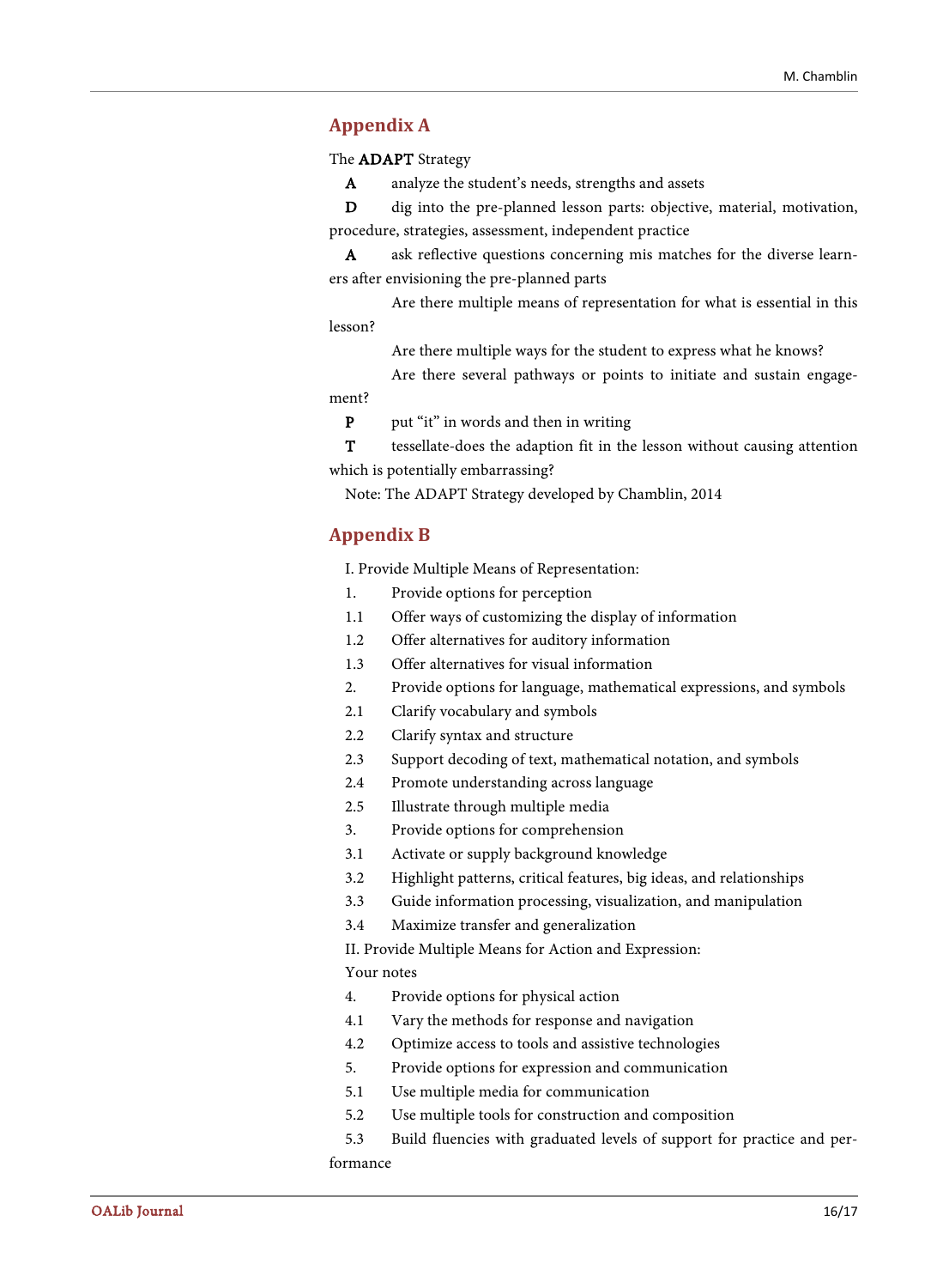## Appendix A

The **ADAPT** Strategy

**A** analyze the student's needs, strengths and assets

**D** dig into the pre-planned lesson parts: objective, material, motivation, procedure, strategies, assessment, independent practice

**A** ask reflective questions concerning mis matches for the diverse learners after envisioning the pre-planned parts

Are there multiple means of representation for what is essential in this lesson?

Are there multiple ways for the student to express what he knows?

Are there several pathways or points to initiate and sustain engagement?

**P** put "it" in words and then in writing

**T** tessellate-does the adaption fit in the lesson without causing attention which is potentially embarrassing?

Note: The ADAPT Strategy developed by Chamblin, 2014

## Appendix B

I. Provide Multiple Means of Representation:

1. Provide options for perception

1.1 Offer ways of customizing the display of information

1.2 Offer alternatives for auditory information

1.3 Offer alternatives for visual information

2. Provide options for language, mathematical expressions, and symbols

2.1 Clarify vocabulary and symbols

2.2 Clarify syntax and structure

2.3 Support decoding of text, mathematical notation, and symbols

2.4 Promote understanding across language

2.5 Illustrate through multiple media

3. Provide options for comprehension

3.1 Activate or supply background knowledge

3.2 Highlight patterns, critical features, big ideas, and relationships

3.3 Guide information processing, visualization, and manipulation

3.4 Maximize transfer and generalization

II. Provide Multiple Means for Action and Expression:

Your notes

4. Provide options for physical action

4.1 Vary the methods for response and navigation

4.2 Optimize access to tools and assistive technologies

5. Provide options for expression and communication

5.1 Use multiple media for communication

5.2 Use multiple tools for construction and composition

5.3 Build fluencies with graduated levels of support for practice and performance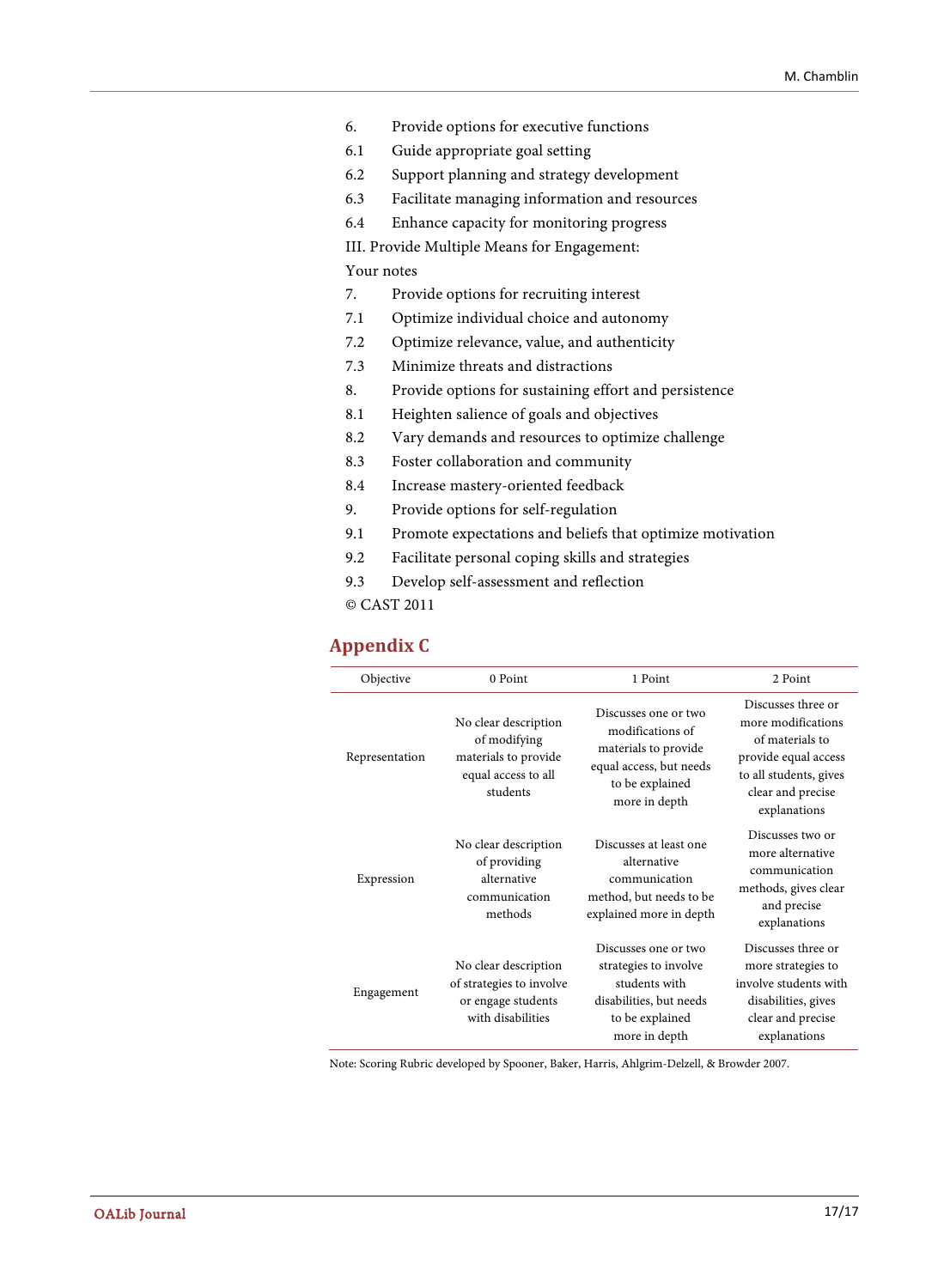6. Provide options for executive functions

6.1 Guide appropriate goal setting

6.2 Support planning and strategy development

6.3 Facilitate managing information and resources

6.4 Enhance capacity for monitoring progress

III. Provide Multiple Means for Engagement:

Your notes

7. Provide options for recruiting interest

7.1 Optimize individual choice and autonomy

7.2 Optimize relevance, value, and authenticity

7.3 Minimize threats and distractions

8. Provide options for sustaining effort and persistence

8.1 Heighten salience of goals and objectives

8.2 Vary demands and resources to optimize challenge

8.3 Foster collaboration and community

8.4 Increase mastery-oriented feedback

9. Provide options for self-regulation

9.1 Promote expectations and beliefs that optimize motivation

9.2 Facilitate personal coping skills and strategies

9.3 Develop self-assessment and reflection

© CAST 2011

## Appendix C

| Objective | 0 Point | 1 Point | 2 Point |
|---|---|---|---|
| Representation | No clear description of modifying materials to provide equal access to all students | Discusses one or two modifications of materials to provide equal access, but needs to be explained more in depth | Discusses three or more modifications of materials to provide equal access to all students, gives clear and precise explanations |
| Expression | No clear description of providing alternative communication methods | Discusses at least one alternative communication method, but needs to be explained more in depth | Discusses two or more alternative communication methods, gives clear and precise explanations |
| Engagement | No clear description of strategies to involve or engage students with disabilities | Discusses one or two strategies to involve students with disabilities, but needs to be explained more in depth | Discusses three or more strategies to involve students with disabilities, gives clear and precise explanations |

Note: Scoring Rubric developed by Spooner, Baker, Harris, Ahlgrim-Delzell, & Browder 2007.